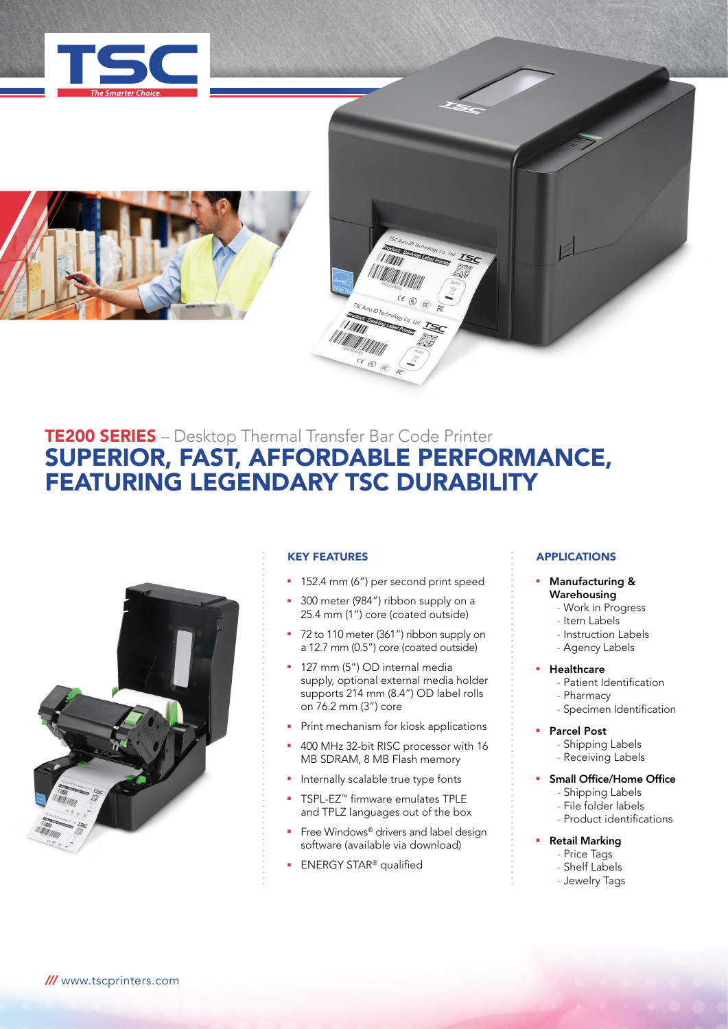# TE200 SERIES – Desktop Thermal Transfer Bar Code Printer

## SUPERIOR, FAST, AFFORDABLE PERFORMANCE, FEATURING LEGENDARY TSC DURABILITY

### KEY FEATURES

- 152.4 mm (6") per second print speed
- 300 meter (984") ribbon supply on a 25.4 mm (1") core (coated outside)
- 72 to 110 meter (361") ribbon supply on a 12.7 mm (0.5") core (coated outside)
- 127 mm (5") OD internal media supply, optional external media holder supports 214 mm (8.4") OD label rolls on 76.2 mm (3") core
- Print mechanism for kiosk applications
- 400 MHz 32-bit RISC processor with 16 MB SDRAM, 8 MB Flash memory
- Internally scalable true type fonts
- TSPL-EZ™ firmware emulates TPLE and TPLZ languages out of the box
- Free Windows® drivers and label design software (available via download)
- ENERGY STAR® qualified

### APPLICATIONS

- **Manufacturing & Warehousing**
  - Work in Progress
  - Item Labels
  - Instruction Labels
  - Agency Labels
- **Healthcare**
  - Patient Identification
  - Pharmacy
  - Specimen Identification
- **Parcel Post**
  - Shipping Labels
  - Receiving Labels
- **Small Office/Home Office**
  - Shipping Labels
  - File folder labels
  - Product identifications
- **Retail Marking**
  - Price Tags
  - Shelf Labels
  - Jewelry Tags

/// www.tscprinters.com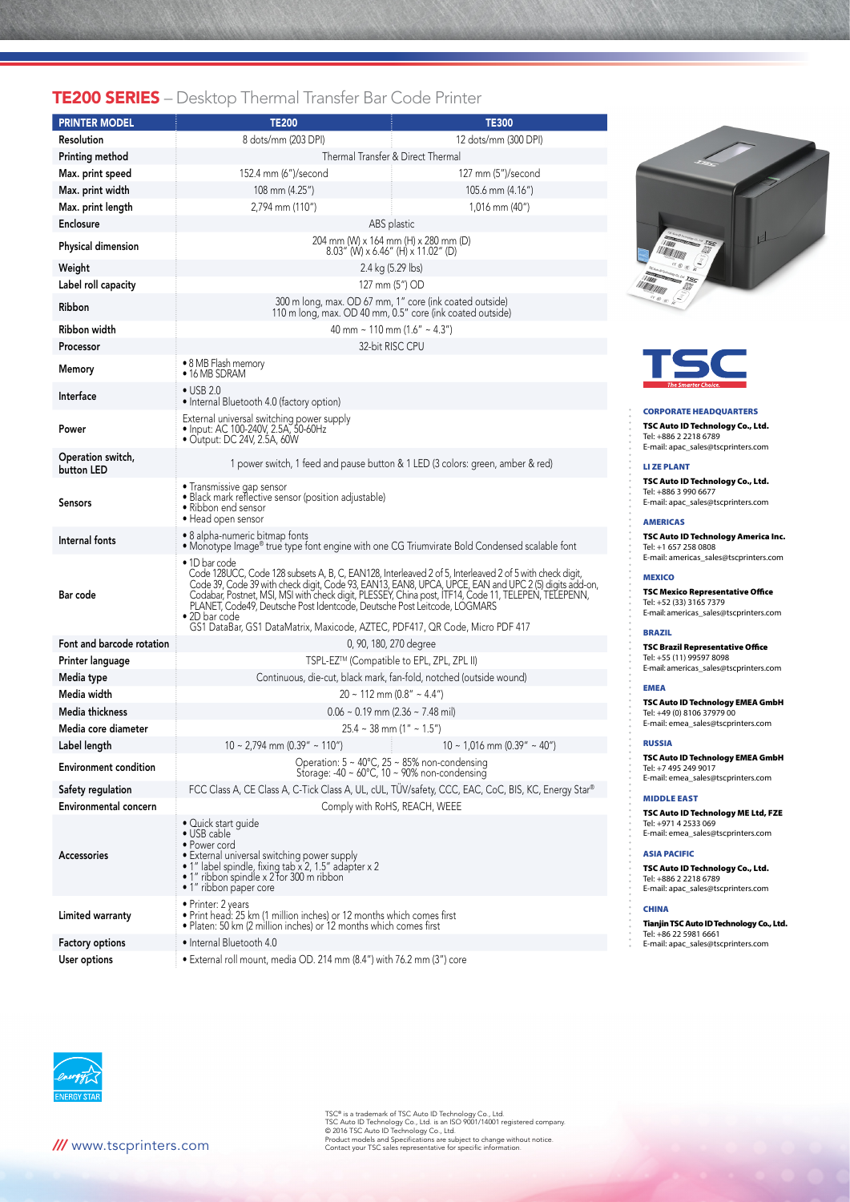## TE200 SERIES – Desktop Thermal Transfer Bar Code Printer

| PRINTER MODEL | TE200 | TE300 |
|---|---|---|
| Resolution | 8 dots/mm (203 DPI) | 12 dots/mm (300 DPI) |
| Printing method | Thermal Transfer & Direct Thermal | |
| Max. print speed | 152.4 mm (6")/second | 127 mm (5")/second |
| Max. print width | 108 mm (4.25") | 105.6 mm (4.16") |
| Max. print length | 2,794 mm (110") | 1,016 mm (40") |
| Enclosure | ABS plastic | |
| Physical dimension | 204 mm (W) x 164 mm (H) x 280 mm (D)<br>8.03" (W) x 6.46" (H) x 11.02" (D) | |
| Weight | 2.4 kg (5.29 lbs) | |
| Label roll capacity | 127 mm (5") OD | |
| Ribbon | 300 m long, max. OD 67 mm, 1" core (ink coated outside)<br>110 m long, max. OD 40 mm, 0.5" core (ink coated outside) | |
| Ribbon width | 40 mm ~ 110 mm (1.6" ~ 4.3") | |
| Processor | 32-bit RISC CPU | |
| Memory | • 8 MB Flash memory<br>• 16 MB SDRAM | |
| Interface | • USB 2.0<br>• Internal Bluetooth 4.0 (factory option) | |
| Power | External universal switching power supply<br>• Input: AC 100-240V, 2.5A, 50-60Hz<br>• Output: DC 24V, 2.5A, 60W | |
| Operation switch, button LED | 1 power switch, 1 feed and pause button & 1 LED (3 colors: green, amber & red) | |
| Sensors | • Transmissive gap sensor<br>• Black mark reflective sensor (position adjustable)<br>• Ribbon end sensor<br>• Head open sensor | |
| Internal fonts | • 8 alpha-numeric bitmap fonts<br>• Monotype Image® true type font engine with one CG Triumvirate Bold Condensed scalable font | |
| Bar code | • 1D bar code<br>Code 128UCC, Code 128 subsets A, B, C, EAN128, Interleaved 2 of 5, Interleaved 2 of 5 with check digit, Code 39, Code 39 with check digit, Code 93, EAN13, EAN8, UPCA, UPCE, EAN and UPC 2 (5) digits add-on, Codabar, Postnet, MSI, MSI with check digit, PLESSEY, China post, ITF14, Code 11, TELEPEN, TELEPENN, PLANET, Code49, Deutsche Post Identcode, Deutsche Post Leitcode, LOGMARS<br>• 2D bar code<br>GS1 DataBar, GS1 DataMatrix, Maxicode, AZTEC, PDF417, QR Code, Micro PDF 417 | |
| Font and barcode rotation | 0, 90, 180, 270 degree | |
| Printer language | TSPL-EZ™ (Compatible to EPL, ZPL, ZPL II) | |
| Media type | Continuous, die-cut, black mark, fan-fold, notched (outside wound) | |
| Media width | 20 ~ 112 mm (0.8" ~ 4.4") | |
| Media thickness | 0.06 ~ 0.19 mm (2.36 ~ 7.48 mil) | |
| Media core diameter | 25.4 ~ 38 mm (1" ~ 1.5") | |
| Label length | 10 ~ 2,794 mm (0.39" ~ 110") | 10 ~ 1,016 mm (0.39" ~ 40") |
| Environment condition | Operation: 5 ~ 40°C, 25 ~ 85% non-condensing<br>Storage: -40 ~ 60°C, 10 ~ 90% non-condensing | |
| Safety regulation | FCC Class A, CE Class A, C-Tick Class A, UL, cUL, TÜV/safety, CCC, EAC, CoC, BIS, KC, Energy Star® | |
| Environmental concern | Comply with RoHS, REACH, WEEE | |
| Accessories | • Quick start guide<br>• USB cable<br>• Power cord<br>• External universal switching power supply<br>• 1" label spindle, fixing tab x 2, 1.5" adapter x 2<br>• 1" ribbon spindle x 2 for 300 m ribbon<br>• 1" ribbon paper core | |
| Limited warranty | • Printer: 2 years<br>• Print head: 25 km (1 million inches) or 12 months which comes first<br>• Platen: 50 km (2 million inches) or 12 months which comes first | |
| Factory options | • Internal Bluetooth 4.0 | |
| User options | • External roll mount, media OD. 214 mm (8.4") with 76.2 mm (3") core | |

TSC
The Smarter Choice.

**CORPORATE HEADQUARTERS**
**TSC Auto ID Technology Co., Ltd.**
Tel: +886 2 2218 6789
E-mail: apac_sales@tscprinters.com

**LI ZE PLANT**
**TSC Auto ID Technology Co., Ltd.**
Tel: +886 3 990 6677
E-mail: apac_sales@tscprinters.com

**AMERICAS**
**TSC Auto ID Technology America Inc.**
Tel: +1 657 258 0808
E-mail: americas_sales@tscprinters.com

**MEXICO**
**TSC Mexico Representative Office**
Tel: +52 (33) 3165 7379
E-mail: americas_sales@tscprinters.com

**BRAZIL**
**TSC Brazil Representative Office**
Tel: +55 (11) 99597 8098
E-mail: americas_sales@tscprinters.com

**EMEA**
**TSC Auto ID Technology EMEA GmbH**
Tel: +49 (0) 8106 37979 00
E-mail: emea_sales@tscprinters.com

**RUSSIA**
**TSC Auto ID Technology EMEA GmbH**
Tel: +7 495 249 9017
E-mail: emea_sales@tscprinters.com

**MIDDLE EAST**
**TSC Auto ID Technology ME Ltd, FZE**
Tel: +971 4 2533 069
E-mail: emea_sales@tscprinters.com

**ASIA PACIFIC**
**TSC Auto ID Technology Co., Ltd.**
Tel: +886 2 2218 6789
E-mail: apac_sales@tscprinters.com

**CHINA**
**Tianjin TSC Auto ID Technology Co., Ltd.**
Tel: +86 22 5981 6661
E-mail: apac_sales@tscprinters.com

ENERGY STAR

/// www.tscprinters.com

TSC® is a trademark of TSC Auto ID Technology Co., Ltd.
TSC Auto ID Technology Co., Ltd. is an ISO 9001/14001 registered company.
© 2016 TSC Auto ID Technology Co., Ltd.
Product models and Specifications are subject to change without notice.
Contact your TSC sales representative for specific information.